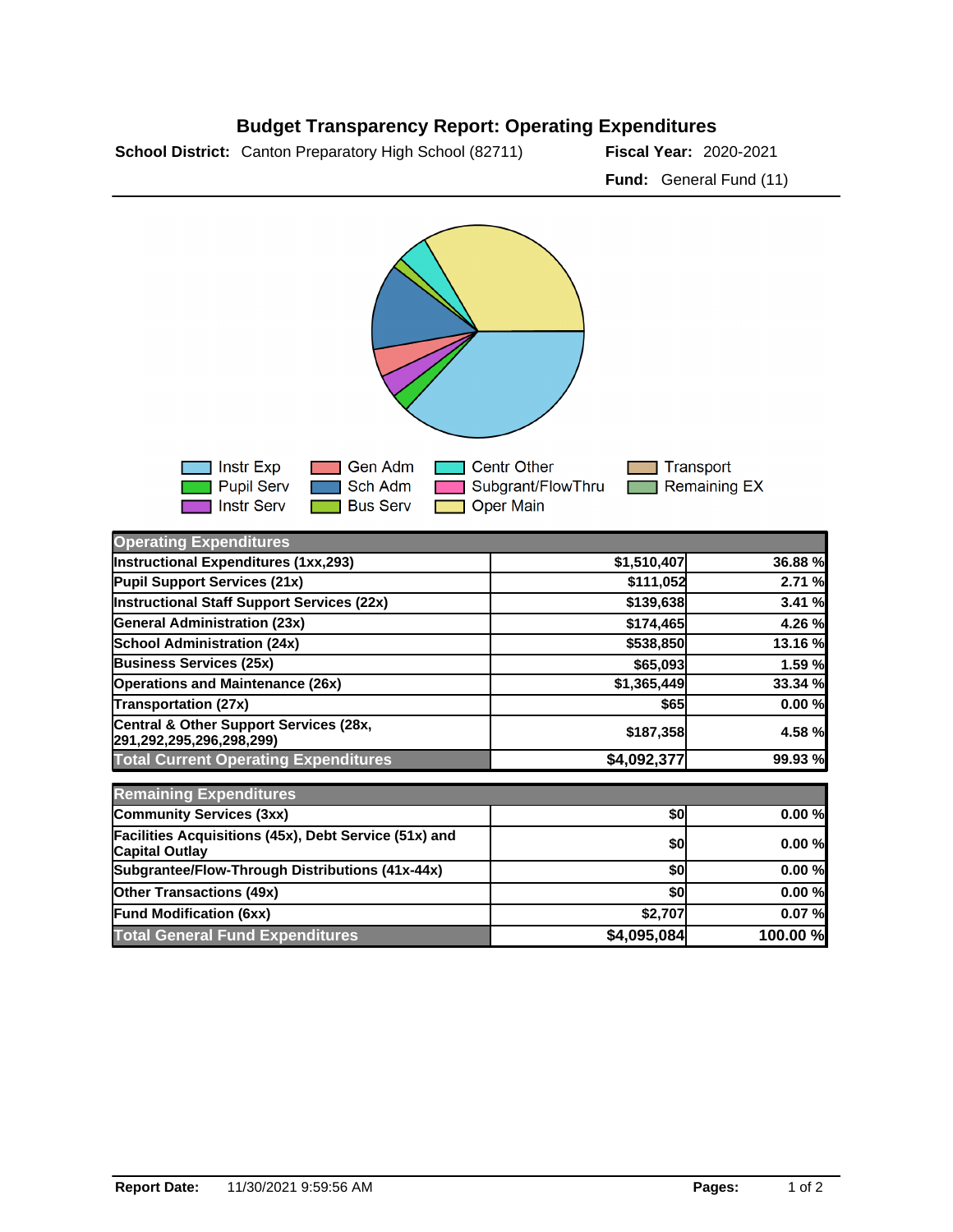# Budget Transparency Report: Operating Expenditures

**School District:** Canton Preparatory High School (82711) **Fiscal Year:** 2020-2021

**Fund:** General Fund (11)

Instr Exp, Pupil Serv, Instr Serv, Gen Adm, Sch Adm, Bus Serv, Centr Other, Subgrant/FlowThru, Oper Main, Transport, Remaining EX

| Operating Expenditures | | |
|---|---|---|
| Instructional Expenditures (1xx,293) | $1,510,407 | 36.88 % |
| Pupil Support Services (21x) | $111,052 | 2.71 % |
| Instructional Staff Support Services (22x) | $139,638 | 3.41 % |
| General Administration (23x) | $174,465 | 4.26 % |
| School Administration (24x) | $538,850 | 13.16 % |
| Business Services (25x) | $65,093 | 1.59 % |
| Operations and Maintenance (26x) | $1,365,449 | 33.34 % |
| Transportation (27x) | $65 | 0.00 % |
| Central & Other Support Services (28x, 291,292,295,296,298,299) | $187,358 | 4.58 % |
| **Total Current Operating Expenditures** | **$4,092,377** | **99.93 %** |

| Remaining Expenditures | | |
|---|---|---|
| Community Services (3xx) | $0 | 0.00 % |
| Facilities Acquisitions (45x), Debt Service (51x) and Capital Outlay | $0 | 0.00 % |
| Subgrantee/Flow-Through Distributions (41x-44x) | $0 | 0.00 % |
| Other Transactions (49x) | $0 | 0.00 % |
| Fund Modification (6xx) | $2,707 | 0.07 % |
| **Total General Fund Expenditures** | **$4,095,084** | **100.00 %** |

**Report Date:** 11/30/2021 9:59:56 AM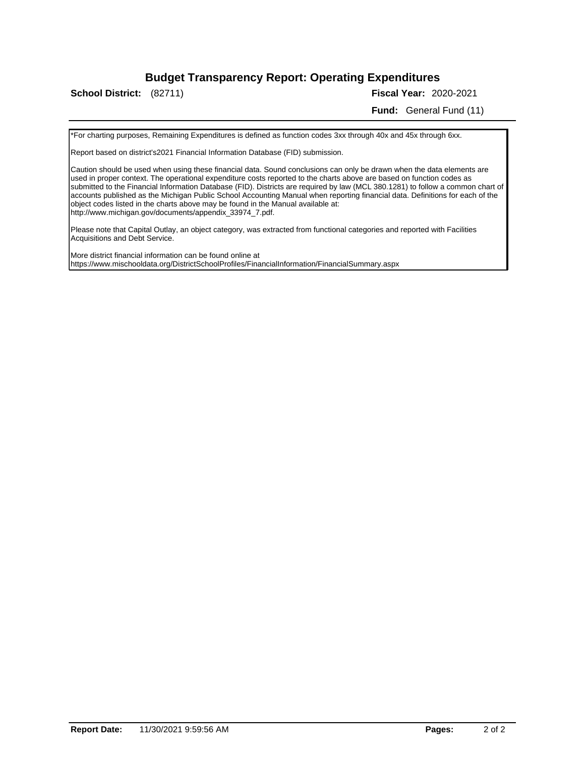# Budget Transparency Report: Operating Expenditures

**School District:** (82711)

**Fiscal Year:** 2020-2021

**Fund:** General Fund (11)

*For charting purposes, Remaining Expenditures is defined as function codes 3xx through 40x and 45x through 6xx.

Report based on district's2021 Financial Information Database (FID) submission.

Caution should be used when using these financial data. Sound conclusions can only be drawn when the data elements are used in proper context. The operational expenditure costs reported to the charts above are based on function codes as submitted to the Financial Information Database (FID). Districts are required by law (MCL 380.1281) to follow a common chart of accounts published as the Michigan Public School Accounting Manual when reporting financial data. Definitions for each of the object codes listed in the charts above may be found in the Manual available at: http://www.michigan.gov/documents/appendix_33974_7.pdf.

Please note that Capital Outlay, an object category, was extracted from functional categories and reported with Facilities Acquisitions and Debt Service.

More district financial information can be found online at https://www.mischooldata.org/DistrictSchoolProfiles/FinancialInformation/FinancialSummary.aspx

**Report Date:** 11/30/2021 9:59:56 AM